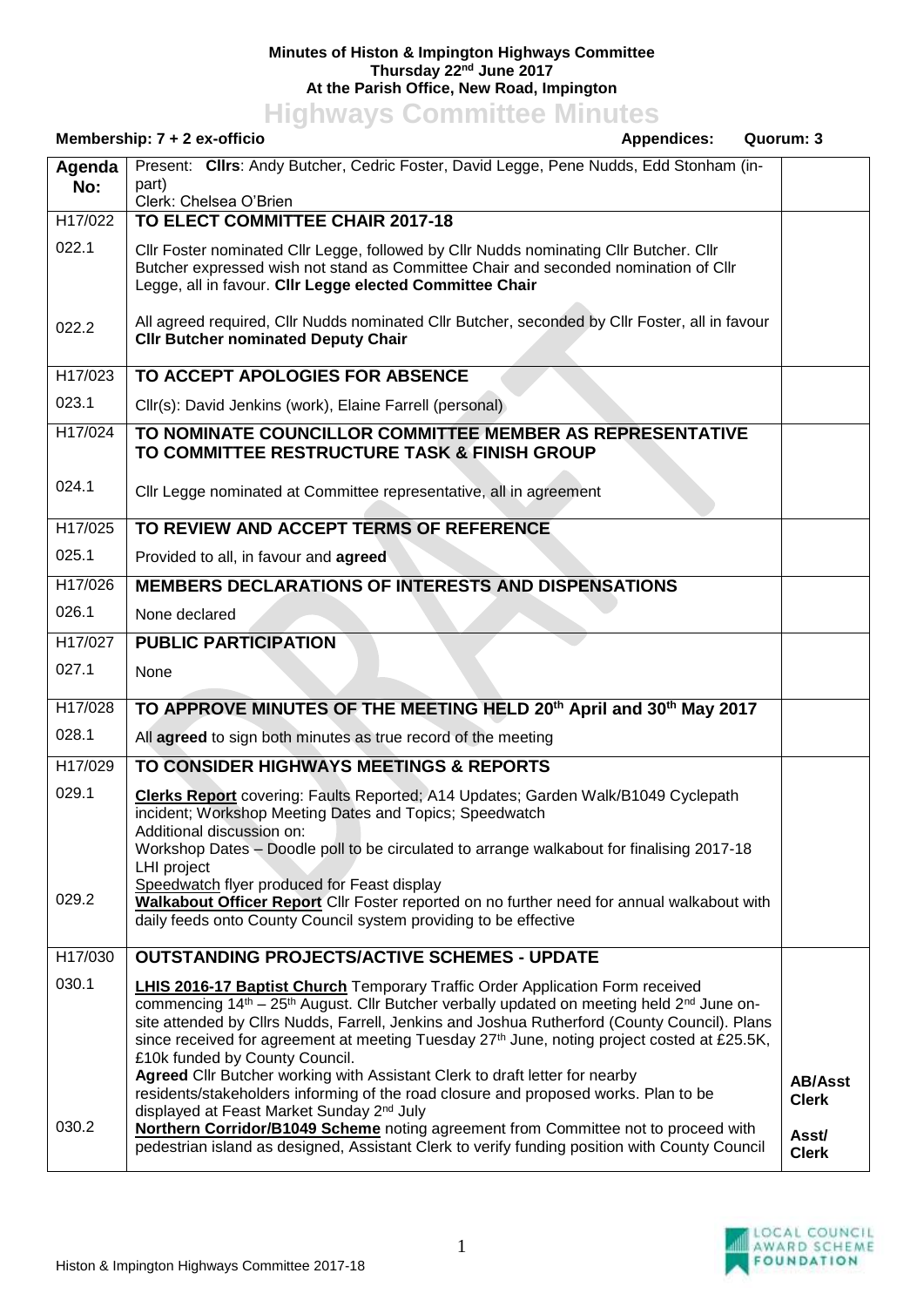**Minutes of Histon & Impington Highways Committee**
**Thursday 22nd June 2017**
**At the Parish Office, New Road, Impington**

# Highways Committee Minutes

**Membership: 7 + 2 ex-officio** **Appendices:** **Quorum: 3**

| Agenda No: | Present: **Cllrs**: Andy Butcher, Cedric Foster, David Legge, Pene Nudds, Edd Stonham (in-part)<br>Clerk: Chelsea O'Brien | |
|---|---|---|
| H17/022 | **TO ELECT COMMITTEE CHAIR 2017-18** | |
| 022.1 | Cllr Foster nominated Cllr Legge, followed by Cllr Nudds nominating Cllr Butcher. Cllr Butcher expressed wish not stand as Committee Chair and seconded nomination of Cllr Legge, all in favour. **Cllr Legge elected Committee Chair** | |
| 022.2 | All agreed required, Cllr Nudds nominated Cllr Butcher, seconded by Cllr Foster, all in favour **Cllr Butcher nominated Deputy Chair** | |
| H17/023 | **TO ACCEPT APOLOGIES FOR ABSENCE** | |
| 023.1 | Cllr(s): David Jenkins (work), Elaine Farrell (personal) | |
| H17/024 | **TO NOMINATE COUNCILLOR COMMITTEE MEMBER AS REPRESENTATIVE TO COMMITTEE RESTRUCTURE TASK & FINISH GROUP** | |
| 024.1 | Cllr Legge nominated at Committee representative, all in agreement | |
| H17/025 | **TO REVIEW AND ACCEPT TERMS OF REFERENCE** | |
| 025.1 | Provided to all, in favour and **agreed** | |
| H17/026 | **MEMBERS DECLARATIONS OF INTERESTS AND DISPENSATIONS** | |
| 026.1 | None declared | |
| H17/027 | **PUBLIC PARTICIPATION** | |
| 027.1 | None | |
| H17/028 | **TO APPROVE MINUTES OF THE MEETING HELD 20th April and 30th May 2017** | |
| 028.1 | All **agreed** to sign both minutes as true record of the meeting | |
| H17/029 | **TO CONSIDER HIGHWAYS MEETINGS & REPORTS** | |
| 029.1 | **Clerks Report** covering: Faults Reported; A14 Updates; Garden Walk/B1049 Cyclepath incident; Workshop Meeting Dates and Topics; Speedwatch<br>Additional discussion on:<br>Workshop Dates – Doodle poll to be circulated to arrange walkabout for finalising 2017-18 LHI project<br>Speedwatch flyer produced for Feast display | |
| 029.2 | **Walkabout Officer Report** Cllr Foster reported on no further need for annual walkabout with daily feeds onto County Council system providing to be effective | |
| H17/030 | **OUTSTANDING PROJECTS/ACTIVE SCHEMES - UPDATE** | |
| 030.1 | **LHIS 2016-17 Baptist Church** Temporary Traffic Order Application Form received commencing 14th – 25th August. Cllr Butcher verbally updated on meeting held 2nd June on-site attended by Cllrs Nudds, Farrell, Jenkins and Joshua Rutherford (County Council). Plans since received for agreement at meeting Tuesday 27th June, noting project costed at £25.5K, £10k funded by County Council.<br>**Agreed** Cllr Butcher working with Assistant Clerk to draft letter for nearby residents/stakeholders informing of the road closure and proposed works. Plan to be displayed at Feast Market Sunday 2nd July | **AB/Asst Clerk** |
| 030.2 | **Northern Corridor/B1049 Scheme** noting agreement from Committee not to proceed with pedestrian island as designed, Assistant Clerk to verify funding position with County Council | **Asst/ Clerk** |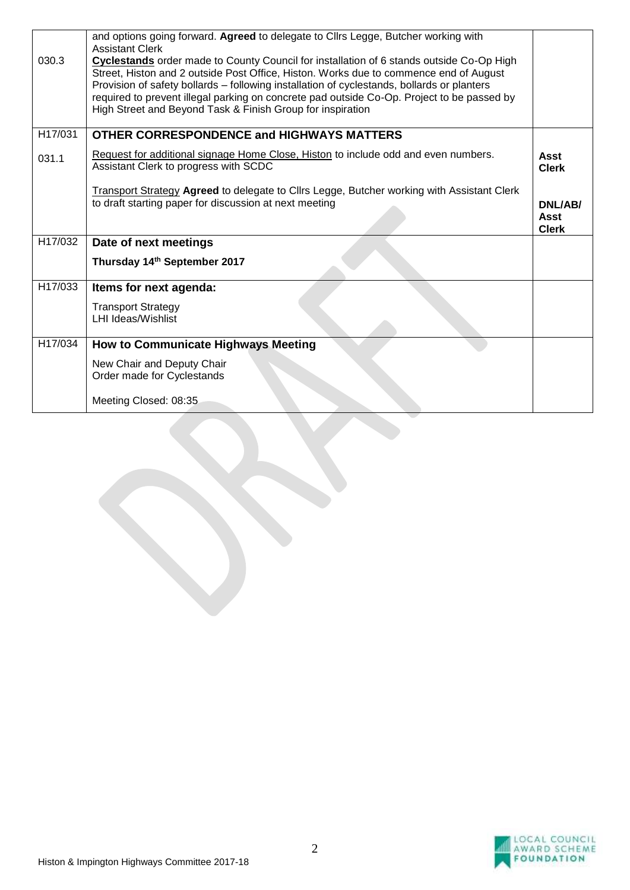| | | |
|---|---|---|
| 030.3 | and options going forward. **Agreed** to delegate to Cllrs Legge, Butcher working with Assistant Clerk<br>**Cyclestands** order made to County Council for installation of 6 stands outside Co-Op High Street, Histon and 2 outside Post Office, Histon. Works due to commence end of August Provision of safety bollards – following installation of cyclestands, bollards or planters required to prevent illegal parking on concrete pad outside Co-Op. Project to be passed by High Street and Beyond Task & Finish Group for inspiration | |
| H17/031 | **OTHER CORRESPONDENCE and HIGHWAYS MATTERS** | |
| 031.1 | Request for additional signage Home Close, Histon to include odd and even numbers. Assistant Clerk to progress with SCDC<br><br>Transport Strategy **Agreed** to delegate to Cllrs Legge, Butcher working with Assistant Clerk to draft starting paper for discussion at next meeting | **Asst Clerk**<br><br>**DNL/AB/ Asst Clerk** |
| H17/032 | **Date of next meetings**<br>**Thursday 14th September 2017** | |
| H17/033 | **Items for next agenda:**<br>Transport Strategy<br>LHI Ideas/Wishlist | |
| H17/034 | **How to Communicate Highways Meeting**<br>New Chair and Deputy Chair<br>Order made for Cyclestands<br><br>Meeting Closed: 08:35 | |

Histon & Impington Highways Committee 2017-18